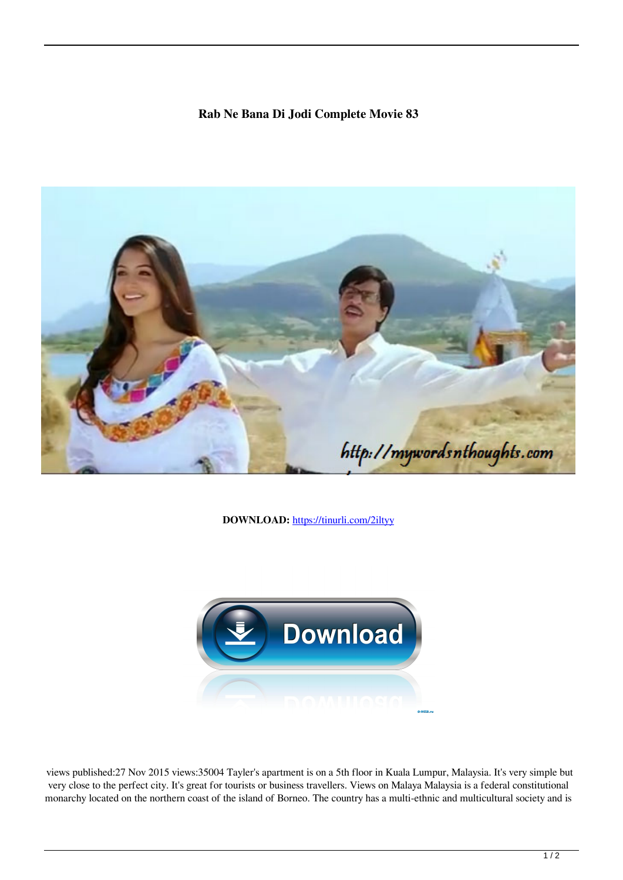# Rab Ne Bana Di Jodi Complete Movie 83

**DOWNLOAD:** https://tinurli.com/2iltyy

views published:27 Nov 2015 views:35004 Tayler's apartment is on a 5th floor in Kuala Lumpur, Malaysia. It's very simple but very close to the perfect city. It's great for tourists or business travellers. Views on Malaya Malaysia is a federal constitutional monarchy located on the northern coast of the island of Borneo. The country has a multi-ethnic and multicultural society and is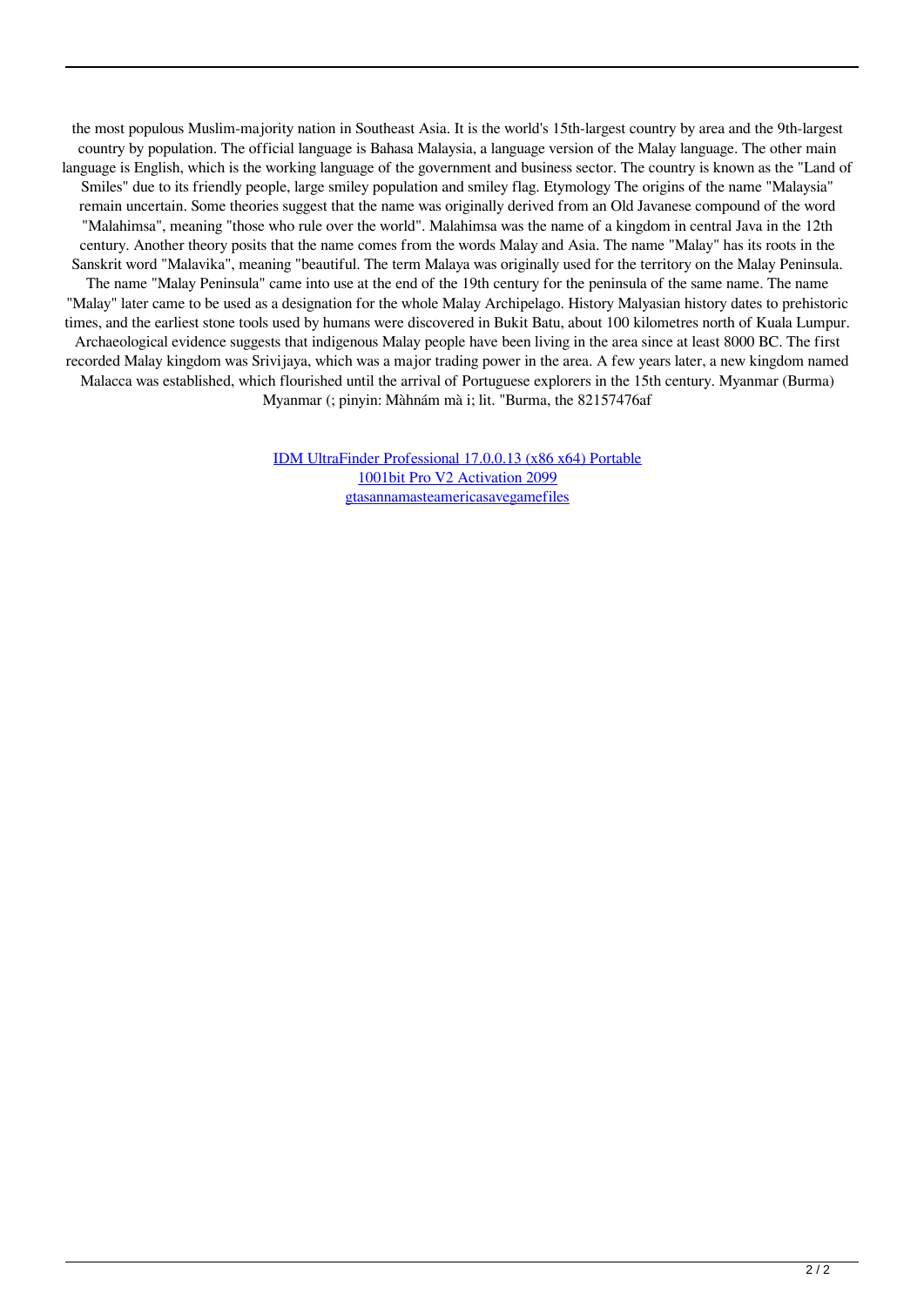the most populous Muslim-majority nation in Southeast Asia. It is the world's 15th-largest country by area and the 9th-largest country by population. The official language is Bahasa Malaysia, a language version of the Malay language. The other main language is English, which is the working language of the government and business sector. The country is known as the "Land of Smiles" due to its friendly people, large smiley population and smiley flag. Etymology The origins of the name "Malaysia" remain uncertain. Some theories suggest that the name was originally derived from an Old Javanese compound of the word "Malahimsa", meaning "those who rule over the world". Malahimsa was the name of a kingdom in central Java in the 12th century. Another theory posits that the name comes from the words Malay and Asia. The name "Malay" has its roots in the Sanskrit word "Malavika", meaning "beautiful. The term Malaya was originally used for the territory on the Malay Peninsula. The name "Malay Peninsula" came into use at the end of the 19th century for the peninsula of the same name. The name "Malay" later came to be used as a designation for the whole Malay Archipelago. History Malyasian history dates to prehistoric times, and the earliest stone tools used by humans were discovered in Bukit Batu, about 100 kilometres north of Kuala Lumpur. Archaeological evidence suggests that indigenous Malay people have been living in the area since at least 8000 BC. The first recorded Malay kingdom was Srivijaya, which was a major trading power in the area. A few years later, a new kingdom named Malacca was established, which flourished until the arrival of Portuguese explorers in the 15th century. Myanmar (Burma) Myanmar (; pinyin: Màhnám mà i; lit. "Burma, the 82157476af

IDM UltraFinder Professional 17.0.0.13 (x86 x64) Portable
1001bit Pro V2 Activation 2099
gtasannamasteamericasavegamefiles